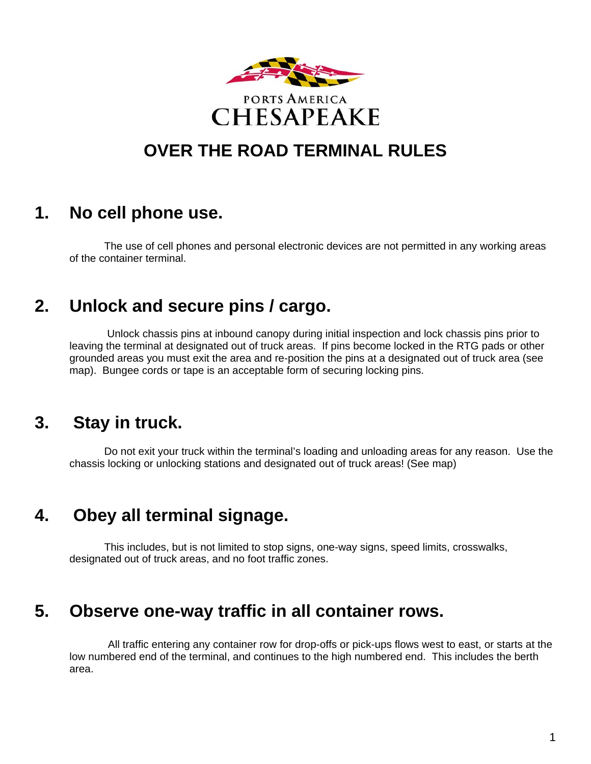PORTS AMERICA

CHESAPEAKE

# OVER THE ROAD TERMINAL RULES

## 1. No cell phone use.

The use of cell phones and personal electronic devices are not permitted in any working areas of the container terminal.

## 2. Unlock and secure pins / cargo.

Unlock chassis pins at inbound canopy during initial inspection and lock chassis pins prior to leaving the terminal at designated out of truck areas. If pins become locked in the RTG pads or other grounded areas you must exit the area and re-position the pins at a designated out of truck area (see map). Bungee cords or tape is an acceptable form of securing locking pins.

## 3. Stay in truck.

Do not exit your truck within the terminal's loading and unloading areas for any reason. Use the chassis locking or unlocking stations and designated out of truck areas! (See map)

## 4. Obey all terminal signage.

This includes, but is not limited to stop signs, one-way signs, speed limits, crosswalks, designated out of truck areas, and no foot traffic zones.

## 5. Observe one-way traffic in all container rows.

All traffic entering any container row for drop-offs or pick-ups flows west to east, or starts at the low numbered end of the terminal, and continues to the high numbered end. This includes the berth area.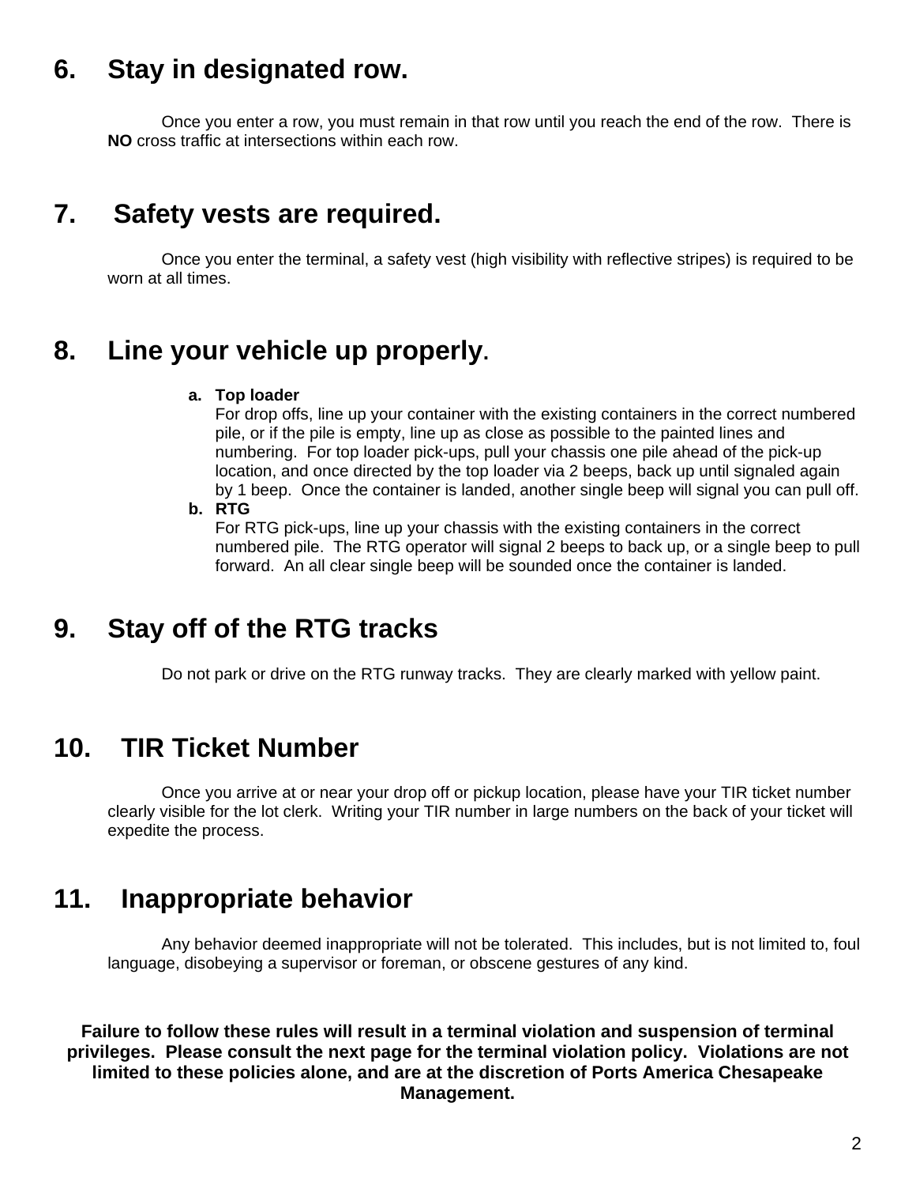## 6. Stay in designated row.

Once you enter a row, you must remain in that row until you reach the end of the row. There is **NO** cross traffic at intersections within each row.

## 7. Safety vests are required.

Once you enter the terminal, a safety vest (high visibility with reflective stripes) is required to be worn at all times.

## 8. Line your vehicle up properly.

a. **Top loader**
   For drop offs, line up your container with the existing containers in the correct numbered pile, or if the pile is empty, line up as close as possible to the painted lines and numbering. For top loader pick-ups, pull your chassis one pile ahead of the pick-up location, and once directed by the top loader via 2 beeps, back up until signaled again by 1 beep. Once the container is landed, another single beep will signal you can pull off.
b. **RTG**
   For RTG pick-ups, line up your chassis with the existing containers in the correct numbered pile. The RTG operator will signal 2 beeps to back up, or a single beep to pull forward. An all clear single beep will be sounded once the container is landed.

## 9. Stay off of the RTG tracks

Do not park or drive on the RTG runway tracks. They are clearly marked with yellow paint.

## 10. TIR Ticket Number

Once you arrive at or near your drop off or pickup location, please have your TIR ticket number clearly visible for the lot clerk. Writing your TIR number in large numbers on the back of your ticket will expedite the process.

## 11. Inappropriate behavior

Any behavior deemed inappropriate will not be tolerated. This includes, but is not limited to, foul language, disobeying a supervisor or foreman, or obscene gestures of any kind.

**Failure to follow these rules will result in a terminal violation and suspension of terminal privileges. Please consult the next page for the terminal violation policy. Violations are not limited to these policies alone, and are at the discretion of Ports America Chesapeake Management.**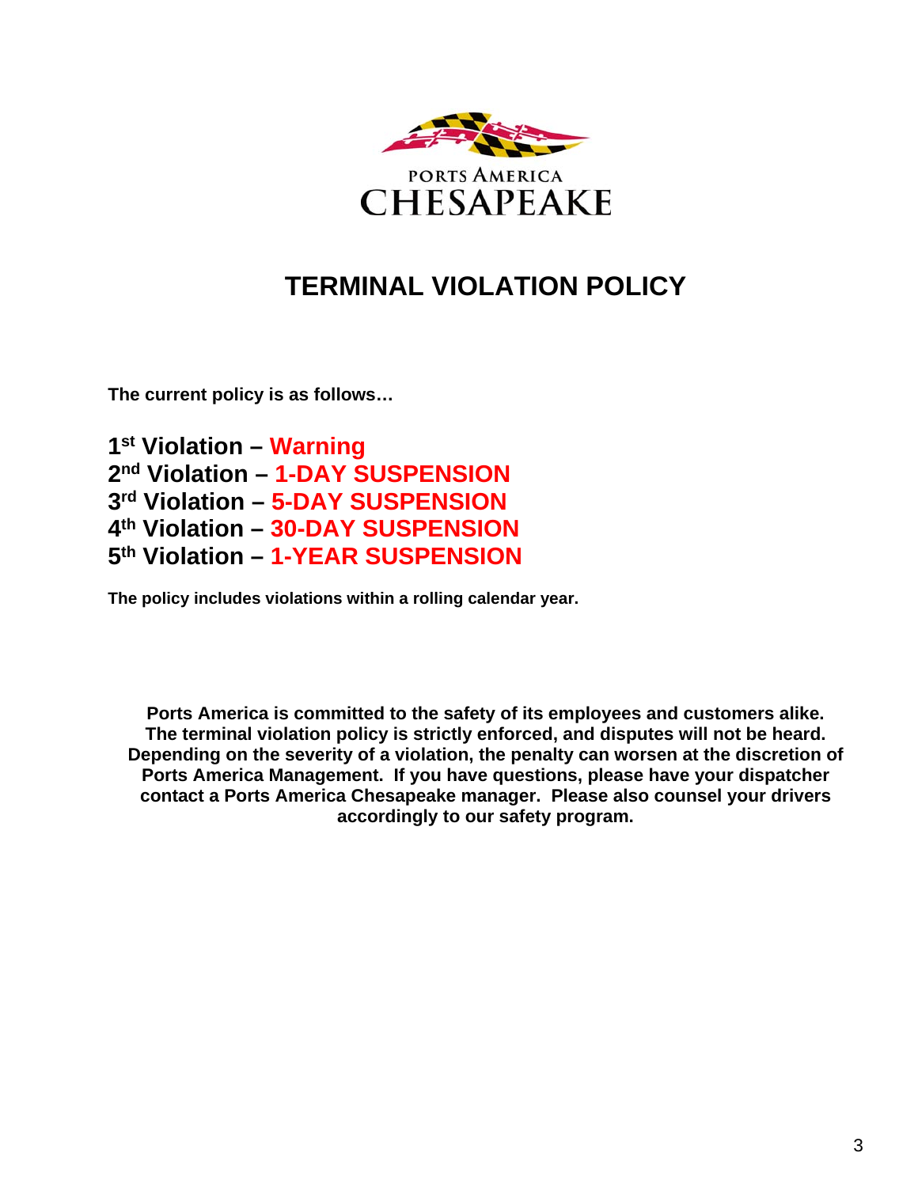PORTS AMERICA
CHESAPEAKE

# TERMINAL VIOLATION POLICY

**The current policy is as follows…**

**1st Violation – Warning**
**2nd Violation – 1-DAY SUSPENSION**
**3rd Violation – 5-DAY SUSPENSION**
**4th Violation – 30-DAY SUSPENSION**
**5th Violation – 1-YEAR SUSPENSION**

**The policy includes violations within a rolling calendar year.**

**Ports America is committed to the safety of its employees and customers alike. The terminal violation policy is strictly enforced, and disputes will not be heard. Depending on the severity of a violation, the penalty can worsen at the discretion of Ports America Management. If you have questions, please have your dispatcher contact a Ports America Chesapeake manager. Please also counsel your drivers accordingly to our safety program.**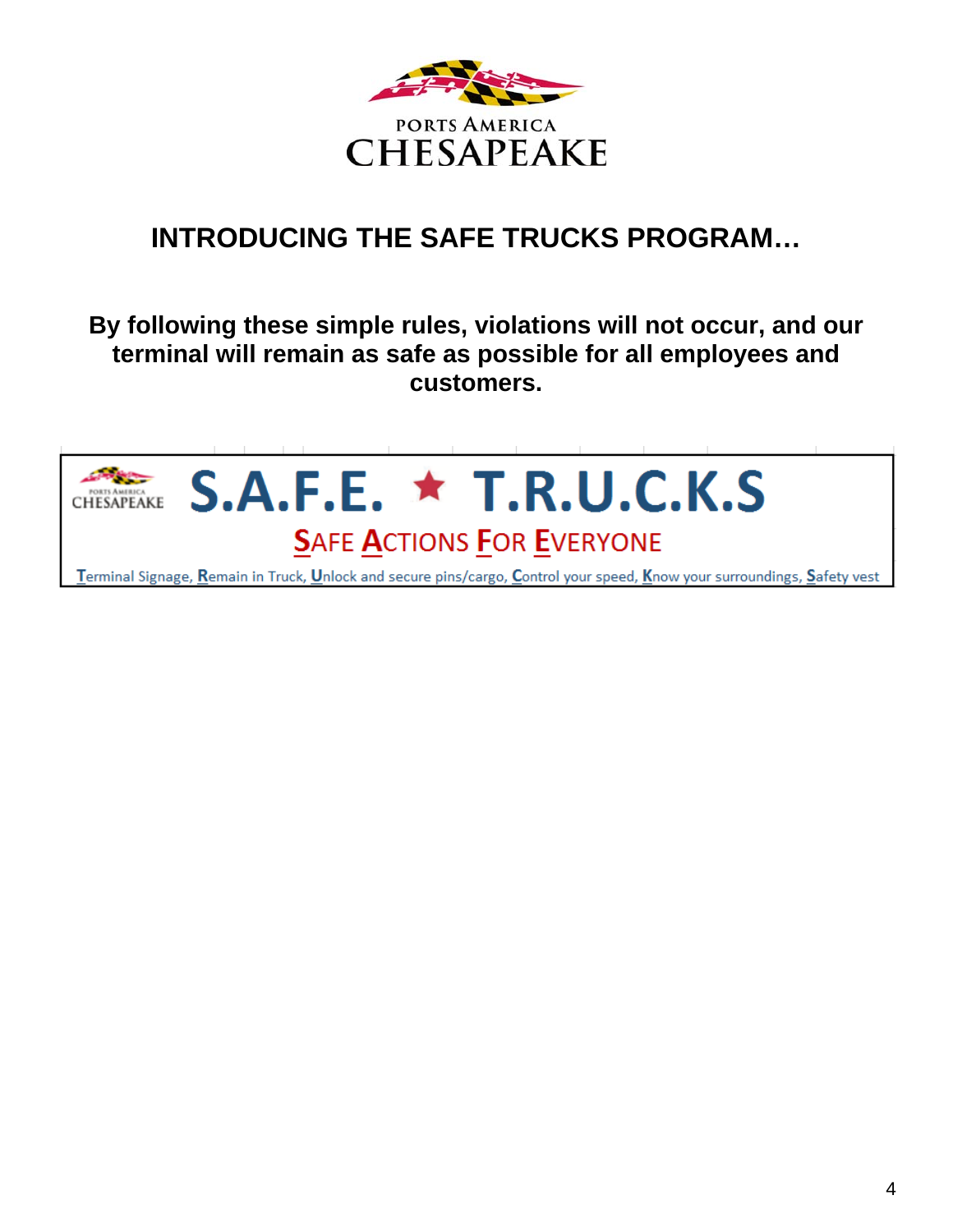PORTS AMERICA
CHESAPEAKE

# INTRODUCING THE SAFE TRUCKS PROGRAM…

**By following these simple rules, violations will not occur, and our terminal will remain as safe as possible for all employees and customers.**

PORTS AMERICA CHESAPEAKE

## S.A.F.E. ★ T.R.U.C.K.S

**S**AFE **A**CTIONS **F**OR **E**VERYONE

**T**erminal Signage, **R**emain in Truck, **U**nlock and secure pins/cargo, **C**ontrol your speed, **K**now your surroundings, **S**afety vest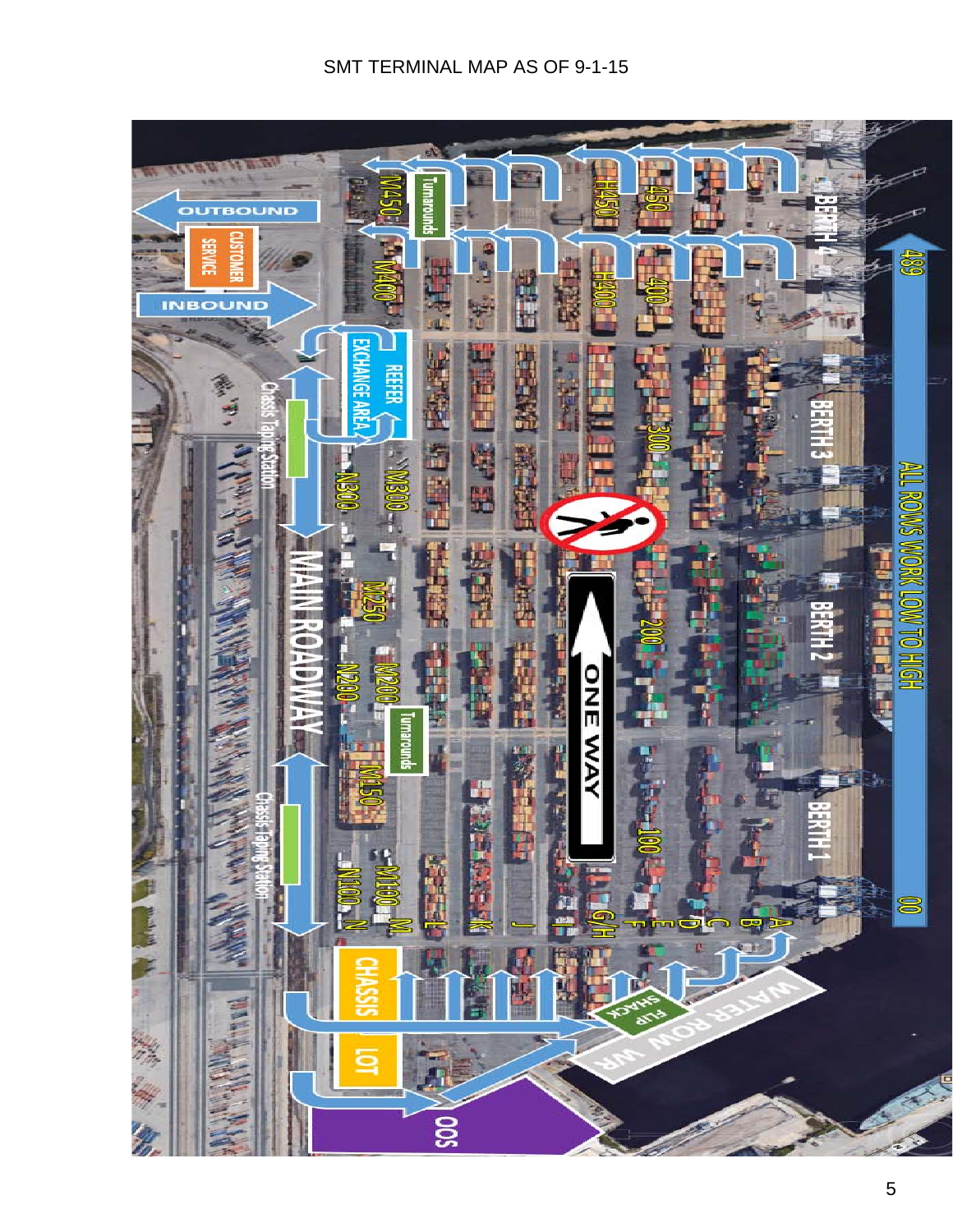SMT TERMINAL MAP AS OF 9-1-15

OUTBOUND

CUSTOMER SERVICE

INBOUND

REEFER EXCHANGE AREA

Chassis Taping Station

MAIN ROADWAY

Chassis Taping Station

CHASSIS LOT

OOS

WATER ROW WR

FLIP SHACK

Turnarounds

Turnarounds

M450 M400 M300 M250 M200 M150 M100

N300 N200 N100

H450 H400

450 400 300 200 100

ONE WAY

BERTH 4 BERTH 3 BERTH 2 BERTH 1

489

ALL ROWS WORK LOW TO HIGH

00

A B C D E F G/H I J K L M N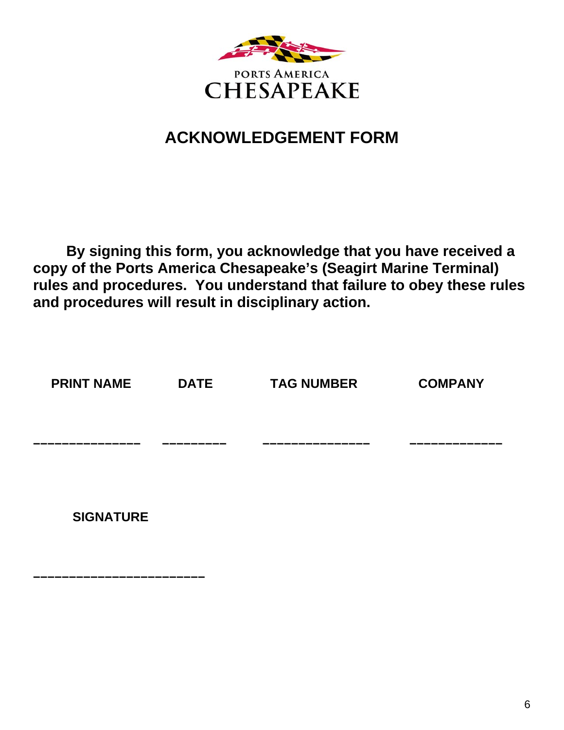PORTS AMERICA

CHESAPEAKE

# ACKNOWLEDGEMENT FORM

**By signing this form, you acknowledge that you have received a copy of the Ports America Chesapeake's (Seagirt Marine Terminal) rules and procedures. You understand that failure to obey these rules and procedures will result in disciplinary action.**

| PRINT NAME | DATE | TAG NUMBER | COMPANY |
| --- | --- | --- | --- |
| _______________ | __________ | _______________ | _____________ |

**SIGNATURE**

_________________________